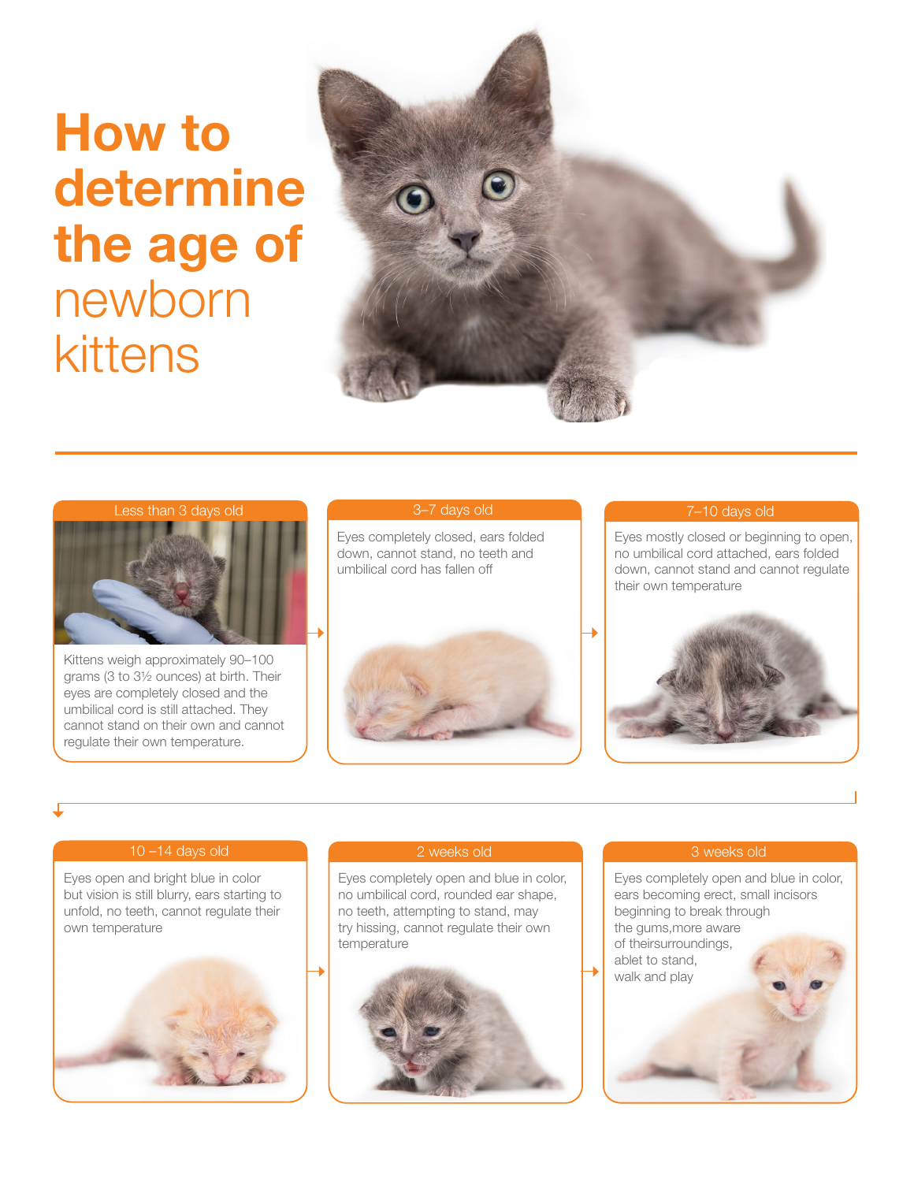# How to determine the age of newborn kittens

## Less than 3 days old

Kittens weigh approximately 90–100 grams (3 to 3½ ounces) at birth. Their eyes are completely closed and the umbilical cord is still attached. They cannot stand on their own and cannot regulate their own temperature.

## 3–7 days old

Eyes completely closed, ears folded down, cannot stand, no teeth and umbilical cord has fallen off

## 7–10 days old

Eyes mostly closed or beginning to open, no umbilical cord attached, ears folded down, cannot stand and cannot regulate their own temperature

## 10 –14 days old

Eyes open and bright blue in color but vision is still blurry, ears starting to unfold, no teeth, cannot regulate their own temperature

## 2 weeks old

Eyes completely open and blue in color, no umbilical cord, rounded ear shape, no teeth, attempting to stand, may try hissing, cannot regulate their own temperature

## 3 weeks old

Eyes completely open and blue in color, ears becoming erect, small incisors beginning to break through the gums,more aware of theirsurroundings, ablet to stand, walk and play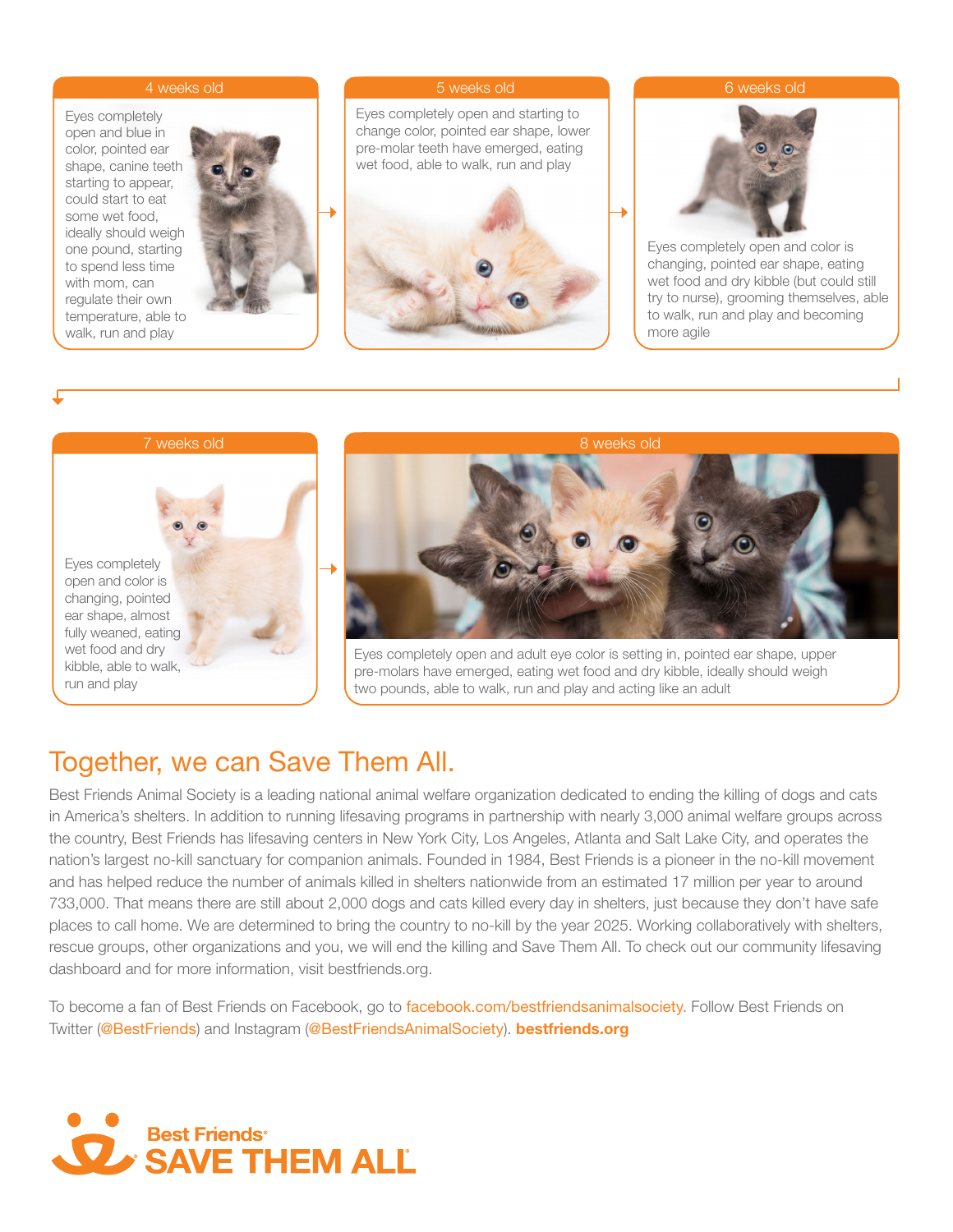### 4 weeks old

Eyes completely open and blue in color, pointed ear shape, canine teeth starting to appear, could start to eat some wet food, ideally should weigh one pound, starting to spend less time with mom, can regulate their own temperature, able to walk, run and play

### 5 weeks old

Eyes completely open and starting to change color, pointed ear shape, lower pre-molar teeth have emerged, eating wet food, able to walk, run and play

### 6 weeks old

Eyes completely open and color is changing, pointed ear shape, eating wet food and dry kibble (but could still try to nurse), grooming themselves, able to walk, run and play and becoming more agile

### 7 weeks old

Eyes completely open and color is changing, pointed ear shape, almost fully weaned, eating wet food and dry kibble, able to walk, run and play

### 8 weeks old

Eyes completely open and adult eye color is setting in, pointed ear shape, upper pre-molars have emerged, eating wet food and dry kibble, ideally should weigh two pounds, able to walk, run and play and acting like an adult

## Together, we can Save Them All.

Best Friends Animal Society is a leading national animal welfare organization dedicated to ending the killing of dogs and cats in America's shelters. In addition to running lifesaving programs in partnership with nearly 3,000 animal welfare groups across the country, Best Friends has lifesaving centers in New York City, Los Angeles, Atlanta and Salt Lake City, and operates the nation's largest no-kill sanctuary for companion animals. Founded in 1984, Best Friends is a pioneer in the no-kill movement and has helped reduce the number of animals killed in shelters nationwide from an estimated 17 million per year to around 733,000. That means there are still about 2,000 dogs and cats killed every day in shelters, just because they don't have safe places to call home. We are determined to bring the country to no-kill by the year 2025. Working collaboratively with shelters, rescue groups, other organizations and you, we will end the killing and Save Them All. To check out our community lifesaving dashboard and for more information, visit bestfriends.org.

To become a fan of Best Friends on Facebook, go to facebook.com/bestfriendsanimalsociety. Follow Best Friends on Twitter (@BestFriends) and Instagram (@BestFriendsAnimalSociety). **bestfriends.org**

Best Friends
SAVE THEM ALL